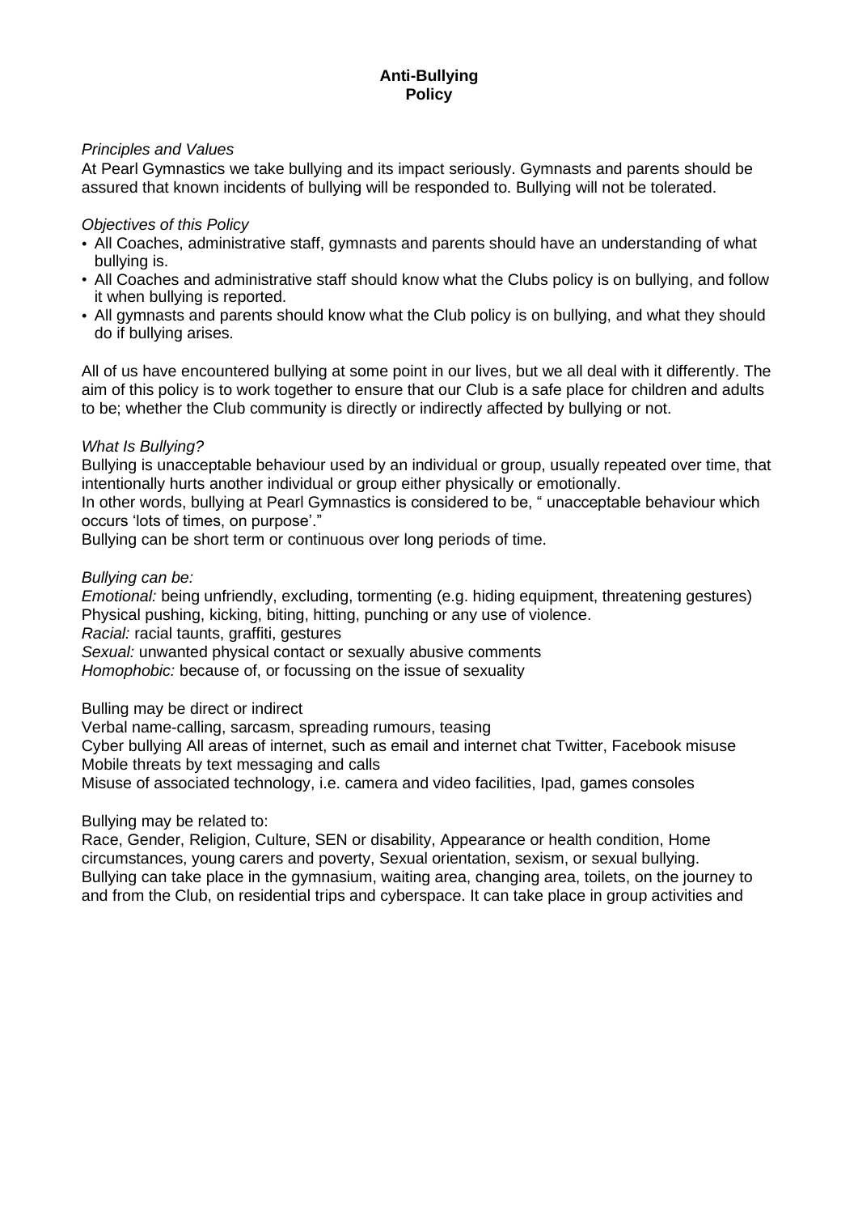# Anti-Bullying Policy

*Principles and Values*

At Pearl Gymnastics we take bullying and its impact seriously. Gymnasts and parents should be assured that known incidents of bullying will be responded to. Bullying will not be tolerated.

*Objectives of this Policy*

- All Coaches, administrative staff, gymnasts and parents should have an understanding of what bullying is.
- All Coaches and administrative staff should know what the Clubs policy is on bullying, and follow it when bullying is reported.
- All gymnasts and parents should know what the Club policy is on bullying, and what they should do if bullying arises.

All of us have encountered bullying at some point in our lives, but we all deal with it differently. The aim of this policy is to work together to ensure that our Club is a safe place for children and adults to be; whether the Club community is directly or indirectly affected by bullying or not.

*What Is Bullying?*

Bullying is unacceptable behaviour used by an individual or group, usually repeated over time, that intentionally hurts another individual or group either physically or emotionally.

In other words, bullying at Pearl Gymnastics is considered to be, " unacceptable behaviour which occurs 'lots of times, on purpose'."

Bullying can be short term or continuous over long periods of time.

*Bullying can be:*

*Emotional:* being unfriendly, excluding, tormenting (e.g. hiding equipment, threatening gestures)
Physical pushing, kicking, biting, hitting, punching or any use of violence.
*Racial:* racial taunts, graffiti, gestures
*Sexual:* unwanted physical contact or sexually abusive comments
*Homophobic:* because of, or focussing on the issue of sexuality

Bulling may be direct or indirect
Verbal name-calling, sarcasm, spreading rumours, teasing
Cyber bullying All areas of internet, such as email and internet chat Twitter, Facebook misuse
Mobile threats by text messaging and calls
Misuse of associated technology, i.e. camera and video facilities, Ipad, games consoles

Bullying may be related to:
Race, Gender, Religion, Culture, SEN or disability, Appearance or health condition, Home circumstances, young carers and poverty, Sexual orientation, sexism, or sexual bullying.
Bullying can take place in the gymnasium, waiting area, changing area, toilets, on the journey to and from the Club, on residential trips and cyberspace. It can take place in group activities and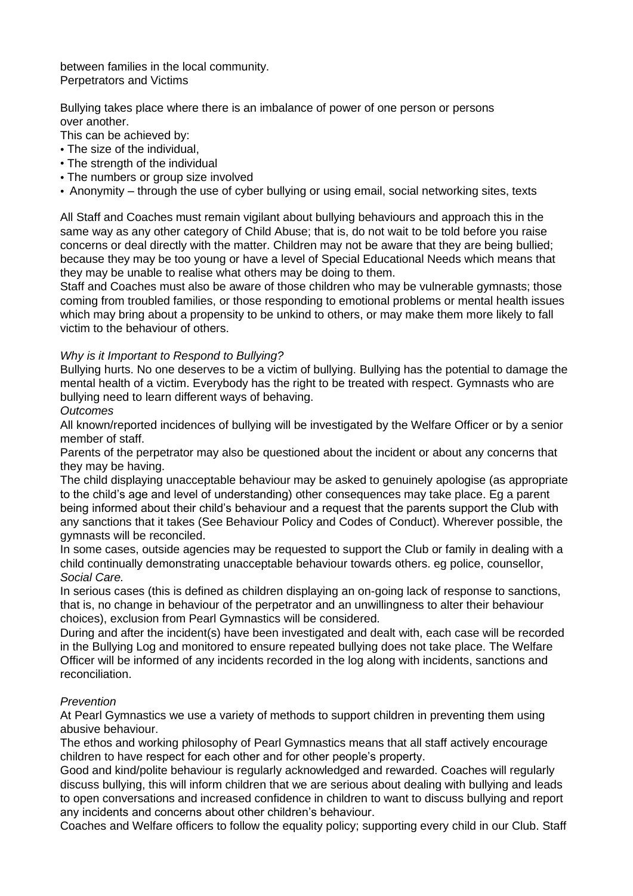between families in the local community.
Perpetrators and Victims

Bullying takes place where there is an imbalance of power of one person or persons over another.
This can be achieved by:

- The size of the individual,
- The strength of the individual
- The numbers or group size involved
- Anonymity – through the use of cyber bullying or using email, social networking sites, texts

All Staff and Coaches must remain vigilant about bullying behaviours and approach this in the same way as any other category of Child Abuse; that is, do not wait to be told before you raise concerns or deal directly with the matter. Children may not be aware that they are being bullied; because they may be too young or have a level of Special Educational Needs which means that they may be unable to realise what others may be doing to them.
Staff and Coaches must also be aware of those children who may be vulnerable gymnasts; those coming from troubled families, or those responding to emotional problems or mental health issues which may bring about a propensity to be unkind to others, or may make them more likely to fall victim to the behaviour of others.

*Why is it Important to Respond to Bullying?*
Bullying hurts. No one deserves to be a victim of bullying. Bullying has the potential to damage the mental health of a victim. Everybody has the right to be treated with respect. Gymnasts who are bullying need to learn different ways of behaving.
*Outcomes*
All known/reported incidences of bullying will be investigated by the Welfare Officer or by a senior member of staff.
Parents of the perpetrator may also be questioned about the incident or about any concerns that they may be having.
The child displaying unacceptable behaviour may be asked to genuinely apologise (as appropriate to the child's age and level of understanding) other consequences may take place. Eg a parent being informed about their child's behaviour and a request that the parents support the Club with any sanctions that it takes (See Behaviour Policy and Codes of Conduct). Wherever possible, the gymnasts will be reconciled.
In some cases, outside agencies may be requested to support the Club or family in dealing with a child continually demonstrating unacceptable behaviour towards others. eg police, counsellor, *Social Care.*
In serious cases (this is defined as children displaying an on-going lack of response to sanctions, that is, no change in behaviour of the perpetrator and an unwillingness to alter their behaviour choices), exclusion from Pearl Gymnastics will be considered.
During and after the incident(s) have been investigated and dealt with, each case will be recorded in the Bullying Log and monitored to ensure repeated bullying does not take place. The Welfare Officer will be informed of any incidents recorded in the log along with incidents, sanctions and reconciliation.

*Prevention*
At Pearl Gymnastics we use a variety of methods to support children in preventing them using abusive behaviour.
The ethos and working philosophy of Pearl Gymnastics means that all staff actively encourage children to have respect for each other and for other people's property.
Good and kind/polite behaviour is regularly acknowledged and rewarded. Coaches will regularly discuss bullying, this will inform children that we are serious about dealing with bullying and leads to open conversations and increased confidence in children to want to discuss bullying and report any incidents and concerns about other children's behaviour.
Coaches and Welfare officers to follow the equality policy; supporting every child in our Club. Staff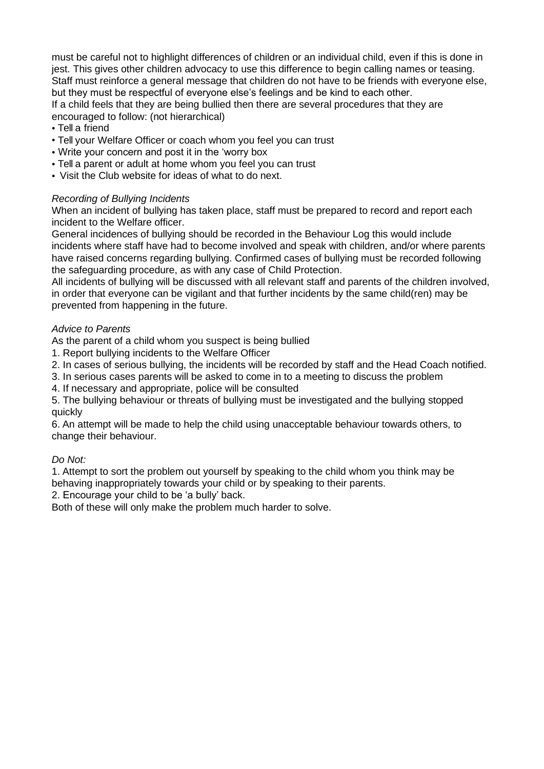must be careful not to highlight differences of children or an individual child, even if this is done in jest. This gives other children advocacy to use this difference to begin calling names or teasing. Staff must reinforce a general message that children do not have to be friends with everyone else, but they must be respectful of everyone else's feelings and be kind to each other.
If a child feels that they are being bullied then there are several procedures that they are encouraged to follow: (not hierarchical)

- Tell a friend
- Tell your Welfare Officer or coach whom you feel you can trust
- Write your concern and post it in the 'worry box
- Tell a parent or adult at home whom you feel you can trust
- Visit the Club website for ideas of what to do next.

*Recording of Bullying Incidents*

When an incident of bullying has taken place, staff must be prepared to record and report each incident to the Welfare officer.
General incidences of bullying should be recorded in the Behaviour Log this would include incidents where staff have had to become involved and speak with children, and/or where parents have raised concerns regarding bullying. Confirmed cases of bullying must be recorded following the safeguarding procedure, as with any case of Child Protection.
All incidents of bullying will be discussed with all relevant staff and parents of the children involved, in order that everyone can be vigilant and that further incidents by the same child(ren) may be prevented from happening in the future.

*Advice to Parents*

As the parent of a child whom you suspect is being bullied

1. Report bullying incidents to the Welfare Officer
2. In cases of serious bullying, the incidents will be recorded by staff and the Head Coach notified.
3. In serious cases parents will be asked to come in to a meeting to discuss the problem
4. If necessary and appropriate, police will be consulted
5. The bullying behaviour or threats of bullying must be investigated and the bullying stopped quickly
6. An attempt will be made to help the child using unacceptable behaviour towards others, to change their behaviour.

*Do Not:*

1. Attempt to sort the problem out yourself by speaking to the child whom you think may be behaving inappropriately towards your child or by speaking to their parents.
2. Encourage your child to be 'a bully' back.

Both of these will only make the problem much harder to solve.